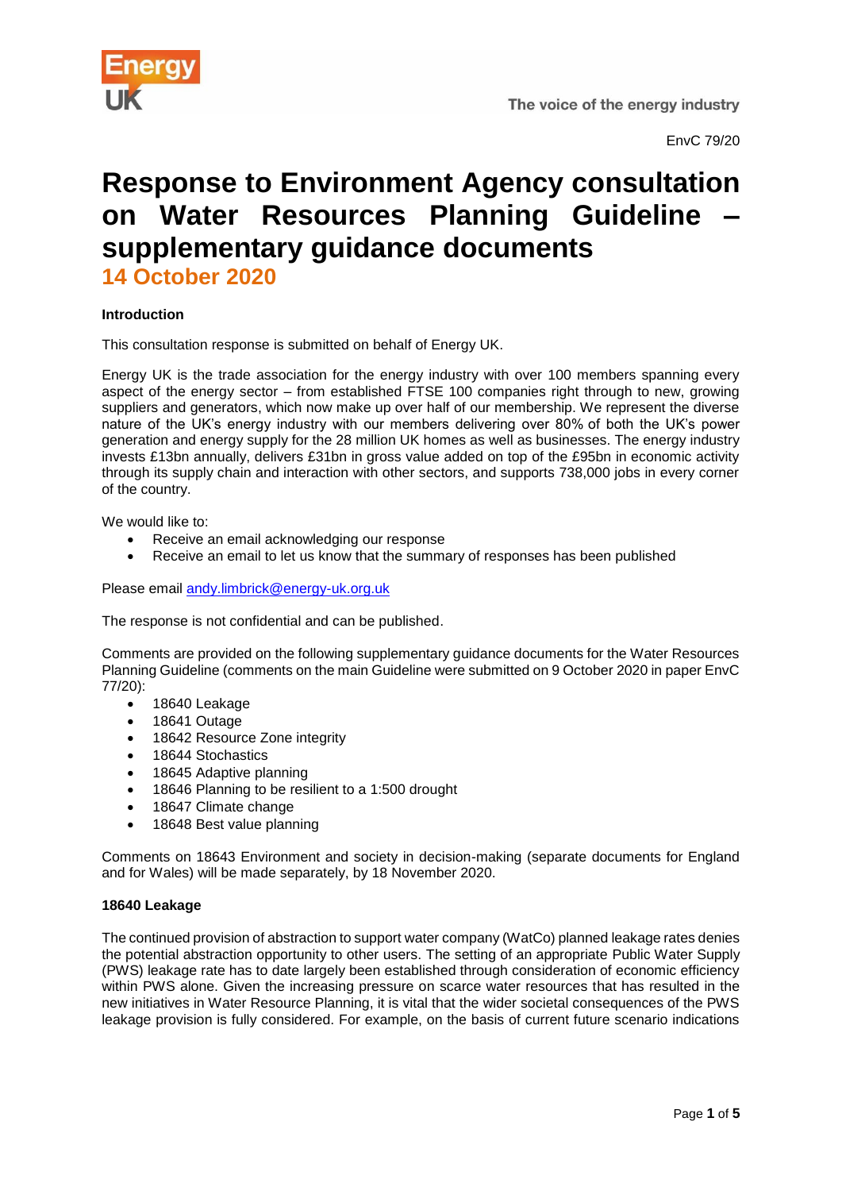EnvC 79/20

# Response to Environment Agency consultation on Water Resources Planning Guideline – supplementary guidance documents

## 14 October 2020

**Introduction**

This consultation response is submitted on behalf of Energy UK.

Energy UK is the trade association for the energy industry with over 100 members spanning every aspect of the energy sector – from established FTSE 100 companies right through to new, growing suppliers and generators, which now make up over half of our membership. We represent the diverse nature of the UK's energy industry with our members delivering over 80% of both the UK's power generation and energy supply for the 28 million UK homes as well as businesses. The energy industry invests £13bn annually, delivers £31bn in gross value added on top of the £95bn in economic activity through its supply chain and interaction with other sectors, and supports 738,000 jobs in every corner of the country.

We would like to:

- Receive an email acknowledging our response
- Receive an email to let us know that the summary of responses has been published

Please email andy.limbrick@energy-uk.org.uk

The response is not confidential and can be published.

Comments are provided on the following supplementary guidance documents for the Water Resources Planning Guideline (comments on the main Guideline were submitted on 9 October 2020 in paper EnvC 77/20):

- 18640 Leakage
- 18641 Outage
- 18642 Resource Zone integrity
- 18644 Stochastics
- 18645 Adaptive planning
- 18646 Planning to be resilient to a 1:500 drought
- 18647 Climate change
- 18648 Best value planning

Comments on 18643 Environment and society in decision-making (separate documents for England and for Wales) will be made separately, by 18 November 2020.

**18640 Leakage**

The continued provision of abstraction to support water company (WatCo) planned leakage rates denies the potential abstraction opportunity to other users. The setting of an appropriate Public Water Supply (PWS) leakage rate has to date largely been established through consideration of economic efficiency within PWS alone. Given the increasing pressure on scarce water resources that has resulted in the new initiatives in Water Resource Planning, it is vital that the wider societal consequences of the PWS leakage provision is fully considered. For example, on the basis of current future scenario indications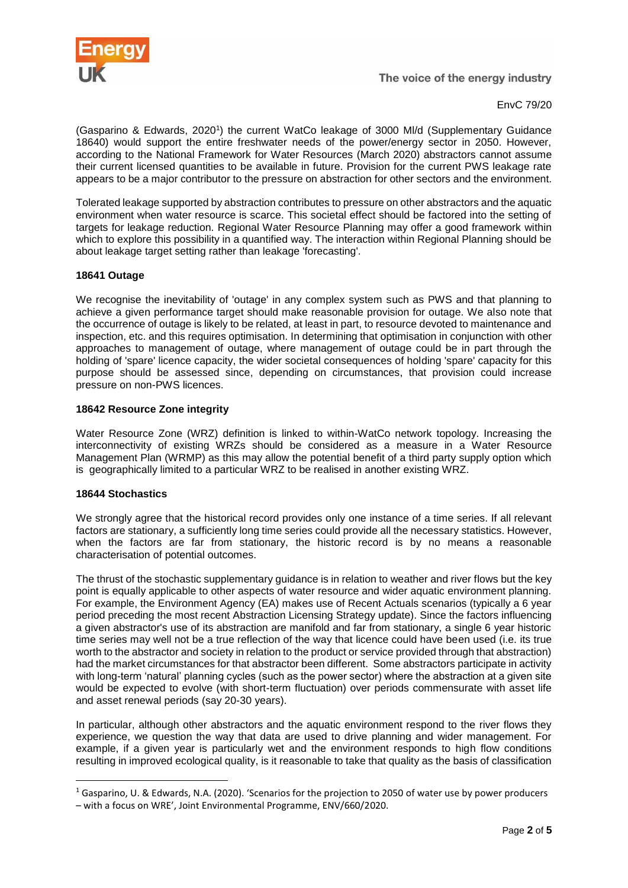(Gasparino & Edwards, 2020[1]) the current WatCo leakage of 3000 Ml/d (Supplementary Guidance 18640) would support the entire freshwater needs of the power/energy sector in 2050. However, according to the National Framework for Water Resources (March 2020) abstractors cannot assume their current licensed quantities to be available in future. Provision for the current PWS leakage rate appears to be a major contributor to the pressure on abstraction for other sectors and the environment.

Tolerated leakage supported by abstraction contributes to pressure on other abstractors and the aquatic environment when water resource is scarce. This societal effect should be factored into the setting of targets for leakage reduction. Regional Water Resource Planning may offer a good framework within which to explore this possibility in a quantified way. The interaction within Regional Planning should be about leakage target setting rather than leakage 'forecasting'.

**18641 Outage**

We recognise the inevitability of 'outage' in any complex system such as PWS and that planning to achieve a given performance target should make reasonable provision for outage. We also note that the occurrence of outage is likely to be related, at least in part, to resource devoted to maintenance and inspection, etc. and this requires optimisation. In determining that optimisation in conjunction with other approaches to management of outage, where management of outage could be in part through the holding of 'spare' licence capacity, the wider societal consequences of holding 'spare' capacity for this purpose should be assessed since, depending on circumstances, that provision could increase pressure on non-PWS licences.

**18642 Resource Zone integrity**

Water Resource Zone (WRZ) definition is linked to within-WatCo network topology. Increasing the interconnectivity of existing WRZs should be considered as a measure in a Water Resource Management Plan (WRMP) as this may allow the potential benefit of a third party supply option which is geographically limited to a particular WRZ to be realised in another existing WRZ.

**18644 Stochastics**

We strongly agree that the historical record provides only one instance of a time series. If all relevant factors are stationary, a sufficiently long time series could provide all the necessary statistics. However, when the factors are far from stationary, the historic record is by no means a reasonable characterisation of potential outcomes.

The thrust of the stochastic supplementary guidance is in relation to weather and river flows but the key point is equally applicable to other aspects of water resource and wider aquatic environment planning. For example, the Environment Agency (EA) makes use of Recent Actuals scenarios (typically a 6 year period preceding the most recent Abstraction Licensing Strategy update). Since the factors influencing a given abstractor's use of its abstraction are manifold and far from stationary, a single 6 year historic time series may well not be a true reflection of the way that licence could have been used (i.e. its true worth to the abstractor and society in relation to the product or service provided through that abstraction) had the market circumstances for that abstractor been different. Some abstractors participate in activity with long-term 'natural' planning cycles (such as the power sector) where the abstraction at a given site would be expected to evolve (with short-term fluctuation) over periods commensurate with asset life and asset renewal periods (say 20-30 years).

In particular, although other abstractors and the aquatic environment respond to the river flows they experience, we question the way that data are used to drive planning and wider management. For example, if a given year is particularly wet and the environment responds to high flow conditions resulting in improved ecological quality, is it reasonable to take that quality as the basis of classification

---

[1] Gasparino, U. & Edwards, N.A. (2020). 'Scenarios for the projection to 2050 of water use by power producers – with a focus on WRE', Joint Environmental Programme, ENV/660/2020.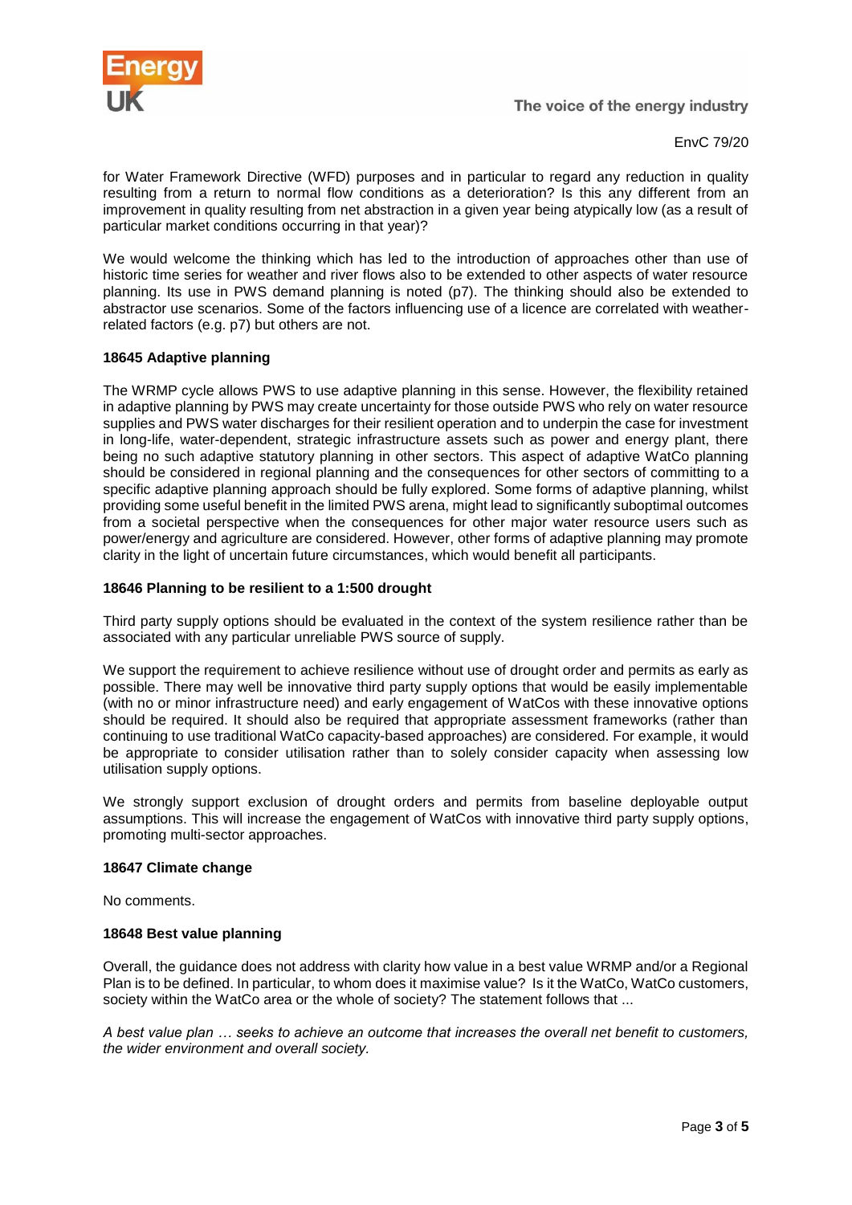for Water Framework Directive (WFD) purposes and in particular to regard any reduction in quality resulting from a return to normal flow conditions as a deterioration? Is this any different from an improvement in quality resulting from net abstraction in a given year being atypically low (as a result of particular market conditions occurring in that year)?

We would welcome the thinking which has led to the introduction of approaches other than use of historic time series for weather and river flows also to be extended to other aspects of water resource planning. Its use in PWS demand planning is noted (p7). The thinking should also be extended to abstractor use scenarios. Some of the factors influencing use of a licence are correlated with weather-related factors (e.g. p7) but others are not.

**18645 Adaptive planning**

The WRMP cycle allows PWS to use adaptive planning in this sense. However, the flexibility retained in adaptive planning by PWS may create uncertainty for those outside PWS who rely on water resource supplies and PWS water discharges for their resilient operation and to underpin the case for investment in long-life, water-dependent, strategic infrastructure assets such as power and energy plant, there being no such adaptive statutory planning in other sectors. This aspect of adaptive WatCo planning should be considered in regional planning and the consequences for other sectors of committing to a specific adaptive planning approach should be fully explored. Some forms of adaptive planning, whilst providing some useful benefit in the limited PWS arena, might lead to significantly suboptimal outcomes from a societal perspective when the consequences for other major water resource users such as power/energy and agriculture are considered. However, other forms of adaptive planning may promote clarity in the light of uncertain future circumstances, which would benefit all participants.

**18646 Planning to be resilient to a 1:500 drought**

Third party supply options should be evaluated in the context of the system resilience rather than be associated with any particular unreliable PWS source of supply.

We support the requirement to achieve resilience without use of drought order and permits as early as possible. There may well be innovative third party supply options that would be easily implementable (with no or minor infrastructure need) and early engagement of WatCos with these innovative options should be required. It should also be required that appropriate assessment frameworks (rather than continuing to use traditional WatCo capacity-based approaches) are considered. For example, it would be appropriate to consider utilisation rather than to solely consider capacity when assessing low utilisation supply options.

We strongly support exclusion of drought orders and permits from baseline deployable output assumptions. This will increase the engagement of WatCos with innovative third party supply options, promoting multi-sector approaches.

**18647 Climate change**

No comments.

**18648 Best value planning**

Overall, the guidance does not address with clarity how value in a best value WRMP and/or a Regional Plan is to be defined. In particular, to whom does it maximise value? Is it the WatCo, WatCo customers, society within the WatCo area or the whole of society? The statement follows that ...

*A best value plan … seeks to achieve an outcome that increases the overall net benefit to customers, the wider environment and overall society.*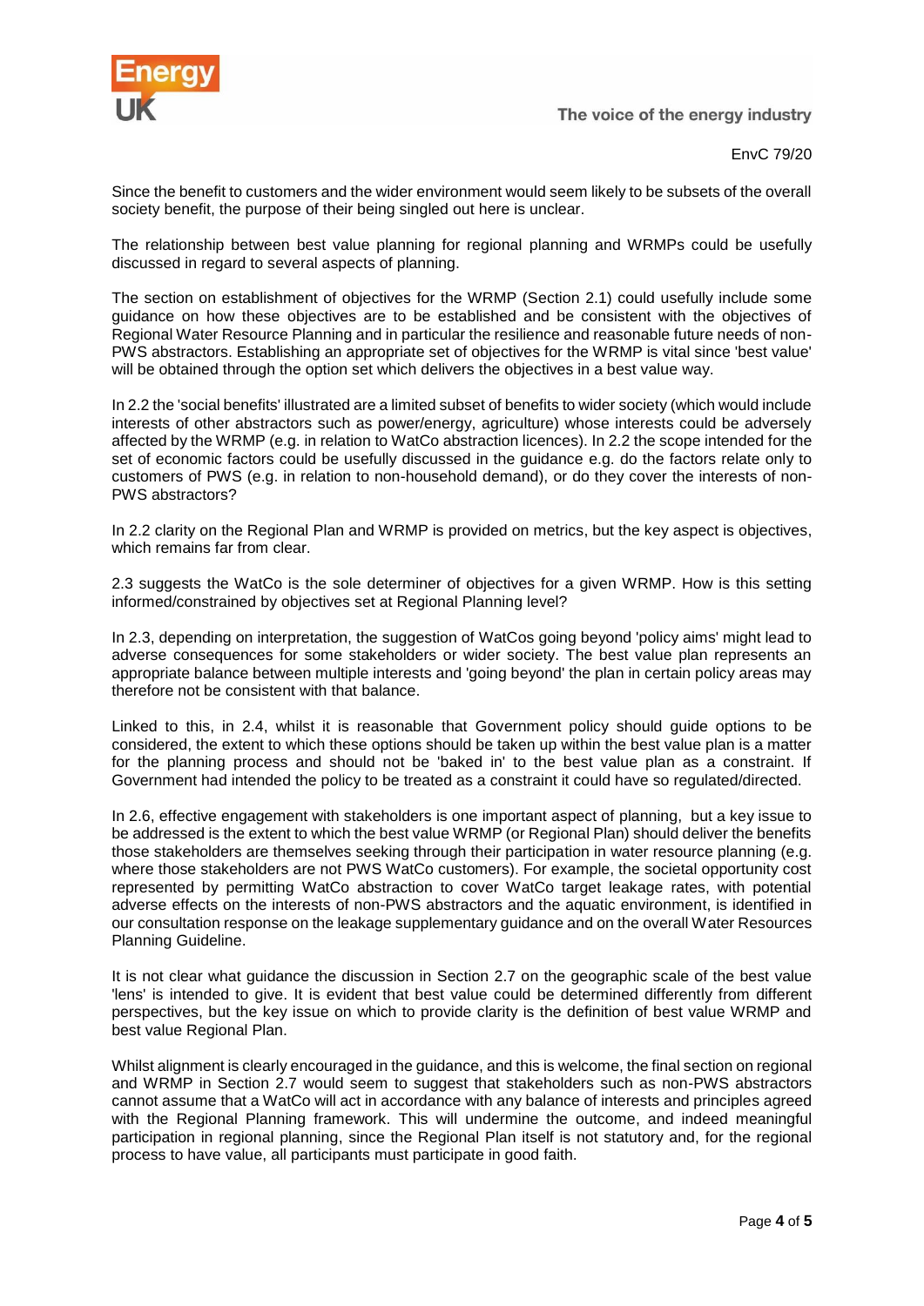Since the benefit to customers and the wider environment would seem likely to be subsets of the overall society benefit, the purpose of their being singled out here is unclear.

The relationship between best value planning for regional planning and WRMPs could be usefully discussed in regard to several aspects of planning.

The section on establishment of objectives for the WRMP (Section 2.1) could usefully include some guidance on how these objectives are to be established and be consistent with the objectives of Regional Water Resource Planning and in particular the resilience and reasonable future needs of non-PWS abstractors. Establishing an appropriate set of objectives for the WRMP is vital since 'best value' will be obtained through the option set which delivers the objectives in a best value way.

In 2.2 the 'social benefits' illustrated are a limited subset of benefits to wider society (which would include interests of other abstractors such as power/energy, agriculture) whose interests could be adversely affected by the WRMP (e.g. in relation to WatCo abstraction licences). In 2.2 the scope intended for the set of economic factors could be usefully discussed in the guidance e.g. do the factors relate only to customers of PWS (e.g. in relation to non-household demand), or do they cover the interests of non-PWS abstractors?

In 2.2 clarity on the Regional Plan and WRMP is provided on metrics, but the key aspect is objectives, which remains far from clear.

2.3 suggests the WatCo is the sole determiner of objectives for a given WRMP. How is this setting informed/constrained by objectives set at Regional Planning level?

In 2.3, depending on interpretation, the suggestion of WatCos going beyond 'policy aims' might lead to adverse consequences for some stakeholders or wider society. The best value plan represents an appropriate balance between multiple interests and 'going beyond' the plan in certain policy areas may therefore not be consistent with that balance.

Linked to this, in 2.4, whilst it is reasonable that Government policy should guide options to be considered, the extent to which these options should be taken up within the best value plan is a matter for the planning process and should not be 'baked in' to the best value plan as a constraint. If Government had intended the policy to be treated as a constraint it could have so regulated/directed.

In 2.6, effective engagement with stakeholders is one important aspect of planning, but a key issue to be addressed is the extent to which the best value WRMP (or Regional Plan) should deliver the benefits those stakeholders are themselves seeking through their participation in water resource planning (e.g. where those stakeholders are not PWS WatCo customers). For example, the societal opportunity cost represented by permitting WatCo abstraction to cover WatCo target leakage rates, with potential adverse effects on the interests of non-PWS abstractors and the aquatic environment, is identified in our consultation response on the leakage supplementary guidance and on the overall Water Resources Planning Guideline.

It is not clear what guidance the discussion in Section 2.7 on the geographic scale of the best value 'lens' is intended to give. It is evident that best value could be determined differently from different perspectives, but the key issue on which to provide clarity is the definition of best value WRMP and best value Regional Plan.

Whilst alignment is clearly encouraged in the guidance, and this is welcome, the final section on regional and WRMP in Section 2.7 would seem to suggest that stakeholders such as non-PWS abstractors cannot assume that a WatCo will act in accordance with any balance of interests and principles agreed with the Regional Planning framework. This will undermine the outcome, and indeed meaningful participation in regional planning, since the Regional Plan itself is not statutory and, for the regional process to have value, all participants must participate in good faith.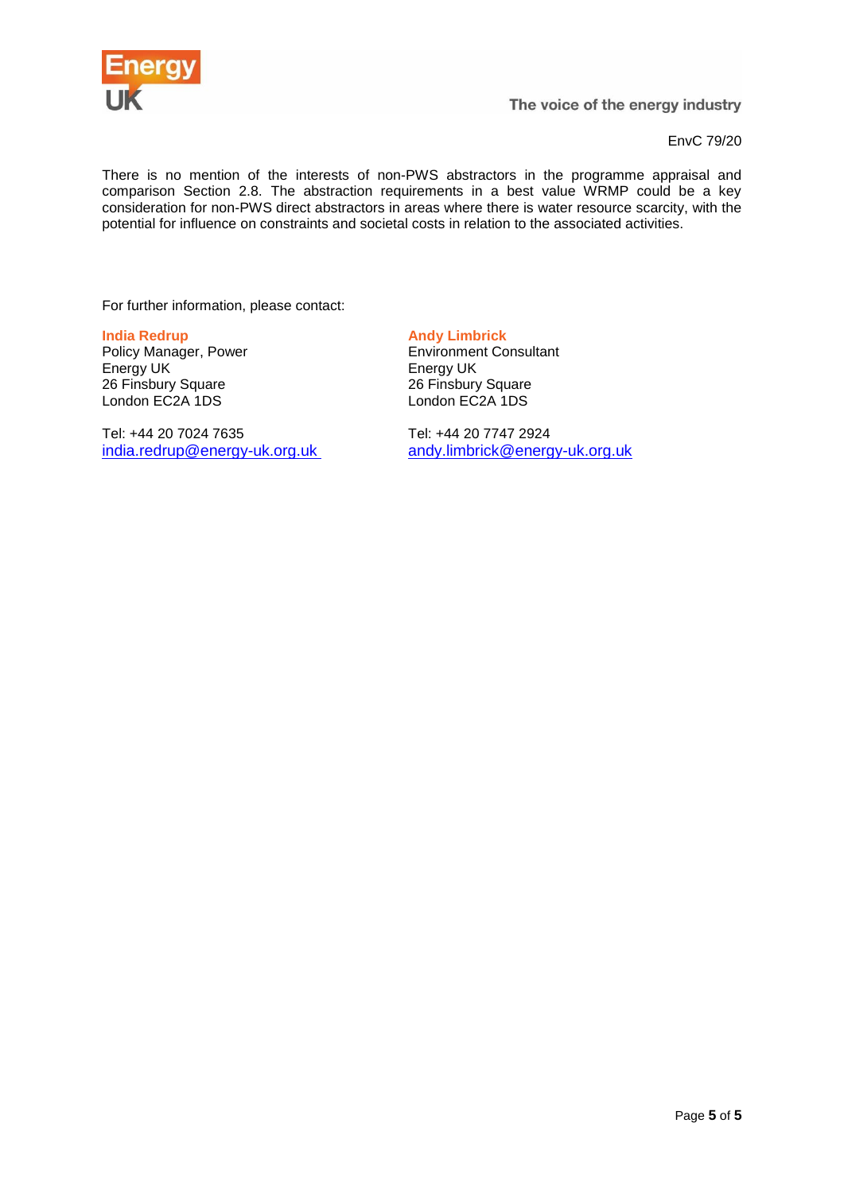EnvC 79/20

There is no mention of the interests of non-PWS abstractors in the programme appraisal and comparison Section 2.8. The abstraction requirements in a best value WRMP could be a key consideration for non-PWS direct abstractors in areas where there is water resource scarcity, with the potential for influence on constraints and societal costs in relation to the associated activities.

For further information, please contact:

**India Redrup**
Policy Manager, Power
Energy UK
26 Finsbury Square
London EC2A 1DS

Tel: +44 20 7024 7635
india.redrup@energy-uk.org.uk

**Andy Limbrick**
Environment Consultant
Energy UK
26 Finsbury Square
London EC2A 1DS

Tel: +44 20 7747 2924
andy.limbrick@energy-uk.org.uk